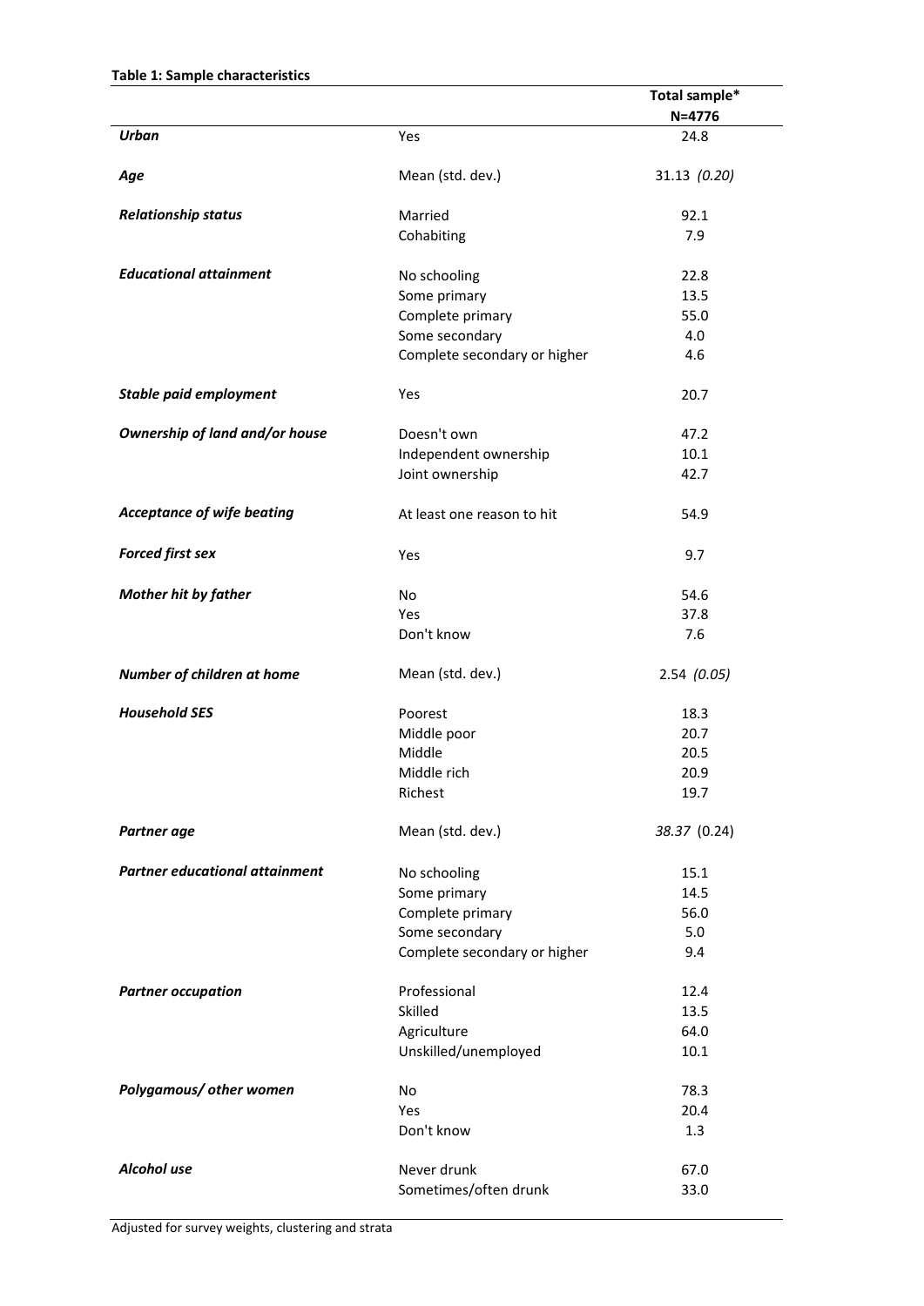**Table 1: Sample characteristics**

| | | Total sample* N=4776 |
|---|---|---|
| ***Urban*** | Yes | 24.8 |
| ***Age*** | Mean (std. dev.) | 31.13 *(0.20)* |
| ***Relationship status*** | Married | 92.1 |
| | Cohabiting | 7.9 |
| ***Educational attainment*** | No schooling | 22.8 |
| | Some primary | 13.5 |
| | Complete primary | 55.0 |
| | Some secondary | 4.0 |
| | Complete secondary or higher | 4.6 |
| ***Stable paid employment*** | Yes | 20.7 |
| ***Ownership of land and/or house*** | Doesn't own | 47.2 |
| | Independent ownership | 10.1 |
| | Joint ownership | 42.7 |
| ***Acceptance of wife beating*** | At least one reason to hit | 54.9 |
| ***Forced first sex*** | Yes | 9.7 |
| ***Mother hit by father*** | No | 54.6 |
| | Yes | 37.8 |
| | Don't know | 7.6 |
| ***Number of children at home*** | Mean (std. dev.) | 2.54 *(0.05)* |
| ***Household SES*** | Poorest | 18.3 |
| | Middle poor | 20.7 |
| | Middle | 20.5 |
| | Middle rich | 20.9 |
| | Richest | 19.7 |
| ***Partner age*** | Mean (std. dev.) | *38.37* (0.24) |
| ***Partner educational attainment*** | No schooling | 15.1 |
| | Some primary | 14.5 |
| | Complete primary | 56.0 |
| | Some secondary | 5.0 |
| | Complete secondary or higher | 9.4 |
| ***Partner occupation*** | Professional | 12.4 |
| | Skilled | 13.5 |
| | Agriculture | 64.0 |
| | Unskilled/unemployed | 10.1 |
| ***Polygamous/ other women*** | No | 78.3 |
| | Yes | 20.4 |
| | Don't know | 1.3 |
| ***Alcohol use*** | Never drunk | 67.0 |
| | Sometimes/often drunk | 33.0 |

Adjusted for survey weights, clustering and strata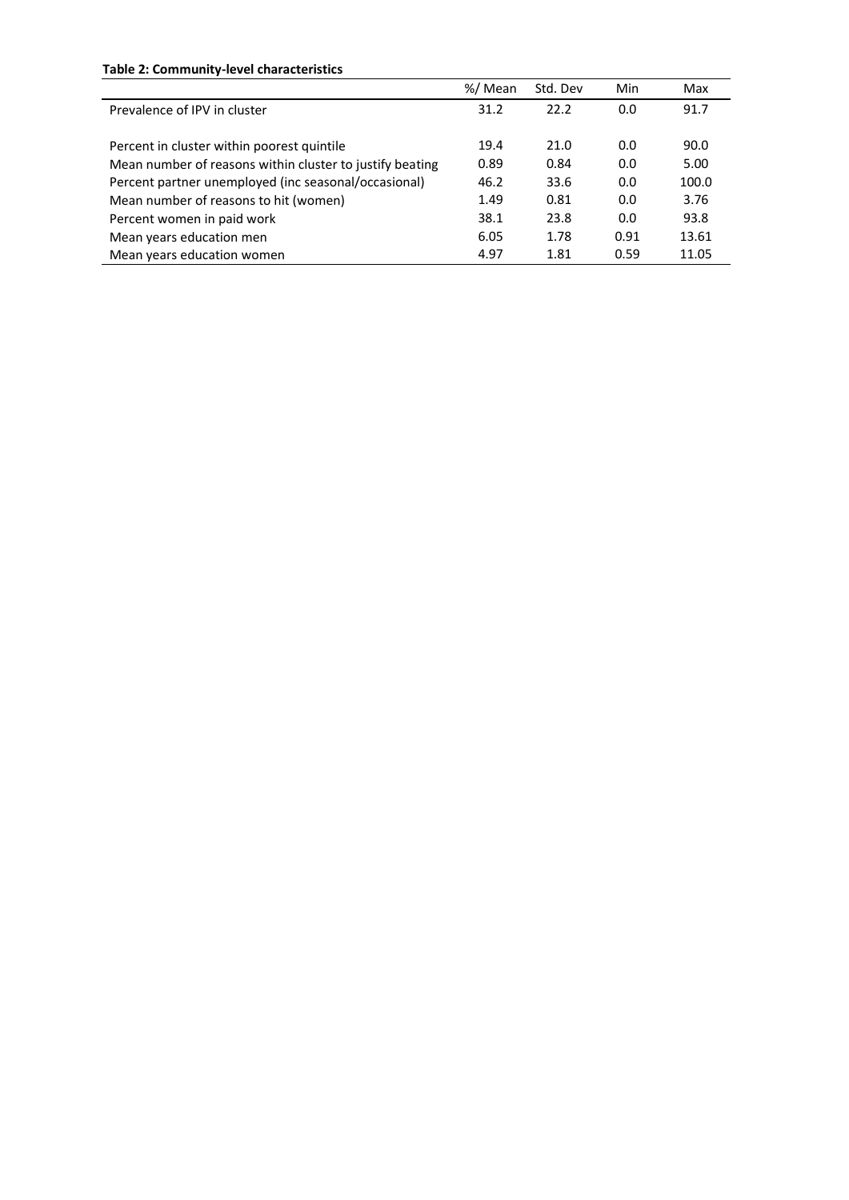**Table 2: Community-level characteristics**

| | %/ Mean | Std. Dev | Min | Max |
|---|---|---|---|---|
| Prevalence of IPV in cluster | 31.2 | 22.2 | 0.0 | 91.7 |
| | | | | |
| Percent in cluster within poorest quintile | 19.4 | 21.0 | 0.0 | 90.0 |
| Mean number of reasons within cluster to justify beating | 0.89 | 0.84 | 0.0 | 5.00 |
| Percent partner unemployed (inc seasonal/occasional) | 46.2 | 33.6 | 0.0 | 100.0 |
| Mean number of reasons to hit (women) | 1.49 | 0.81 | 0.0 | 3.76 |
| Percent women in paid work | 38.1 | 23.8 | 0.0 | 93.8 |
| Mean years education men | 6.05 | 1.78 | 0.91 | 13.61 |
| Mean years education women | 4.97 | 1.81 | 0.59 | 11.05 |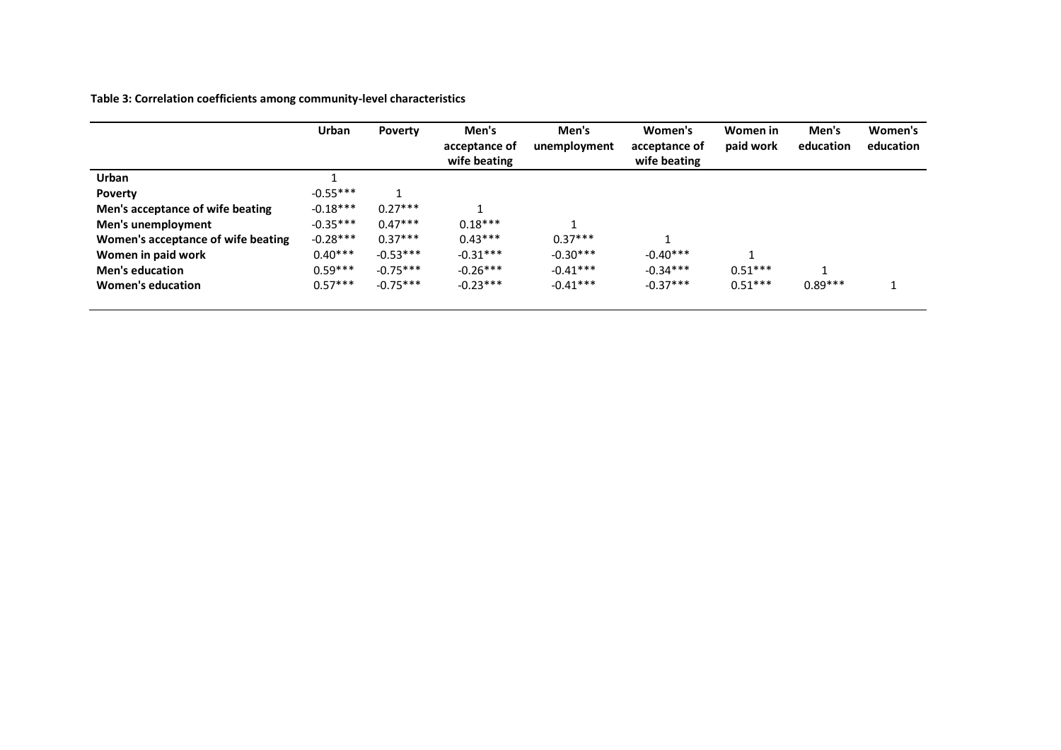**Table 3: Correlation coefficients among community-level characteristics**

| | Urban | Poverty | Men's acceptance of wife beating | Men's unemployment | Women's acceptance of wife beating | Women in paid work | Men's education | Women's education |
|---|---|---|---|---|---|---|---|---|
| **Urban** | 1 | | | | | | | |
| **Poverty** | -0.55*** | 1 | | | | | | |
| **Men's acceptance of wife beating** | -0.18*** | 0.27*** | 1 | | | | | |
| **Men's unemployment** | -0.35*** | 0.47*** | 0.18*** | 1 | | | | |
| **Women's acceptance of wife beating** | -0.28*** | 0.37*** | 0.43*** | 0.37*** | 1 | | | |
| **Women in paid work** | 0.40*** | -0.53*** | -0.31*** | -0.30*** | -0.40*** | 1 | | |
| **Men's education** | 0.59*** | -0.75*** | -0.26*** | -0.41*** | -0.34*** | 0.51*** | 1 | |
| **Women's education** | 0.57*** | -0.75*** | -0.23*** | -0.41*** | -0.37*** | 0.51*** | 0.89*** | 1 |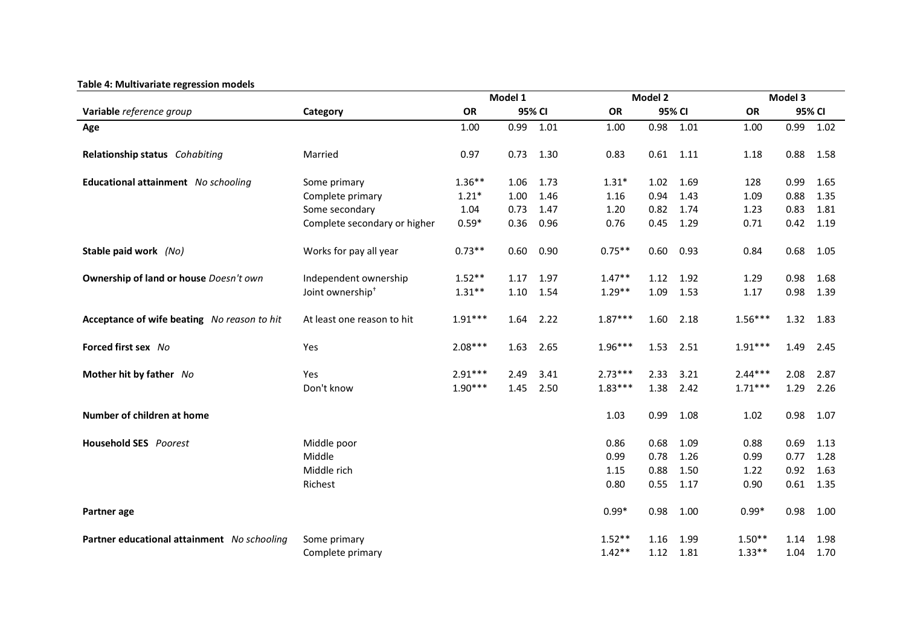**Table 4: Multivariate regression models**

| Variable *reference group* | Category | Model 1 | | | Model 2 | | | Model 3 | | |
|---|---|---|---|---|---|---|---|---|---|---|
| | | OR | 95% CI | | OR | 95% CI | | OR | 95% CI | |
| **Age** | | 1.00 | 0.99 | 1.01 | 1.00 | 0.98 | 1.01 | 1.00 | 0.99 | 1.02 |
| **Relationship status** *Cohabiting* | Married | 0.97 | 0.73 | 1.30 | 0.83 | 0.61 | 1.11 | 1.18 | 0.88 | 1.58 |
| **Educational attainment** *No schooling* | Some primary | 1.36** | 1.06 | 1.73 | 1.31* | 1.02 | 1.69 | 128 | 0.99 | 1.65 |
| | Complete primary | 1.21* | 1.00 | 1.46 | 1.16 | 0.94 | 1.43 | 1.09 | 0.88 | 1.35 |
| | Some secondary | 1.04 | 0.73 | 1.47 | 1.20 | 0.82 | 1.74 | 1.23 | 0.83 | 1.81 |
| | Complete secondary or higher | 0.59* | 0.36 | 0.96 | 0.76 | 0.45 | 1.29 | 0.71 | 0.42 | 1.19 |
| **Stable paid work** *(No)* | Works for pay all year | 0.73** | 0.60 | 0.90 | 0.75** | 0.60 | 0.93 | 0.84 | 0.68 | 1.05 |
| **Ownership of land or house** *Doesn't own* | Independent ownership | 1.52** | 1.17 | 1.97 | 1.47** | 1.12 | 1.92 | 1.29 | 0.98 | 1.68 |
| | Joint ownership[†] | 1.31** | 1.10 | 1.54 | 1.29** | 1.09 | 1.53 | 1.17 | 0.98 | 1.39 |
| **Acceptance of wife beating** *No reason to hit* | At least one reason to hit | 1.91*** | 1.64 | 2.22 | 1.87*** | 1.60 | 2.18 | 1.56*** | 1.32 | 1.83 |
| **Forced first sex** *No* | Yes | 2.08*** | 1.63 | 2.65 | 1.96*** | 1.53 | 2.51 | 1.91*** | 1.49 | 2.45 |
| **Mother hit by father** *No* | Yes | 2.91*** | 2.49 | 3.41 | 2.73*** | 2.33 | 3.21 | 2.44*** | 2.08 | 2.87 |
| | Don't know | 1.90*** | 1.45 | 2.50 | 1.83*** | 1.38 | 2.42 | 1.71*** | 1.29 | 2.26 |
| **Number of children at home** | | | | | 1.03 | 0.99 | 1.08 | 1.02 | 0.98 | 1.07 |
| **Household SES** *Poorest* | Middle poor | | | | 0.86 | 0.68 | 1.09 | 0.88 | 0.69 | 1.13 |
| | Middle | | | | 0.99 | 0.78 | 1.26 | 0.99 | 0.77 | 1.28 |
| | Middle rich | | | | 1.15 | 0.88 | 1.50 | 1.22 | 0.92 | 1.63 |
| | Richest | | | | 0.80 | 0.55 | 1.17 | 0.90 | 0.61 | 1.35 |
| **Partner age** | | | | | 0.99* | 0.98 | 1.00 | 0.99* | 0.98 | 1.00 |
| **Partner educational attainment** *No schooling* | Some primary | | | | 1.52** | 1.16 | 1.99 | 1.50** | 1.14 | 1.98 |
| | Complete primary | | | | 1.42** | 1.12 | 1.81 | 1.33** | 1.04 | 1.70 |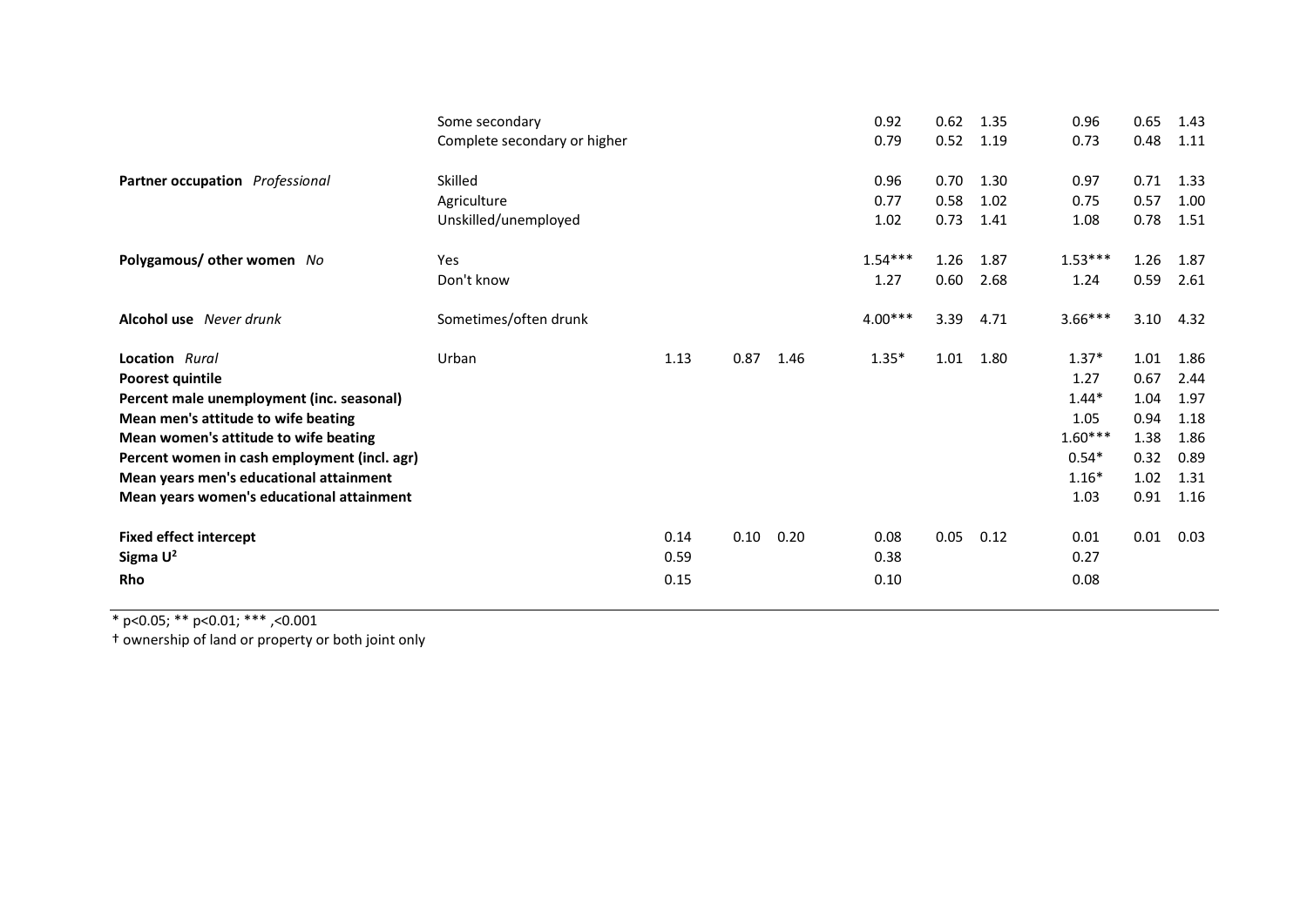| | | | | | | | | | | |
|---|---|---|---|---|---|---|---|---|---|---|
| | Some secondary | | | | 0.92 | 0.62 | 1.35 | 0.96 | 0.65 | 1.43 |
| | Complete secondary or higher | | | | 0.79 | 0.52 | 1.19 | 0.73 | 0.48 | 1.11 |
| **Partner occupation** *Professional* | Skilled | | | | 0.96 | 0.70 | 1.30 | 0.97 | 0.71 | 1.33 |
| | Agriculture | | | | 0.77 | 0.58 | 1.02 | 0.75 | 0.57 | 1.00 |
| | Unskilled/unemployed | | | | 1.02 | 0.73 | 1.41 | 1.08 | 0.78 | 1.51 |
| **Polygamous/ other women** *No* | Yes | | | | 1.54*** | 1.26 | 1.87 | 1.53*** | 1.26 | 1.87 |
| | Don't know | | | | 1.27 | 0.60 | 2.68 | 1.24 | 0.59 | 2.61 |
| **Alcohol use** *Never drunk* | Sometimes/often drunk | | | | 4.00*** | 3.39 | 4.71 | 3.66*** | 3.10 | 4.32 |
| **Location** *Rural* | Urban | 1.13 | 0.87 | 1.46 | 1.35* | 1.01 | 1.80 | 1.37* | 1.01 | 1.86 |
| **Poorest quintile** | | | | | | | | 1.27 | 0.67 | 2.44 |
| **Percent male unemployment (inc. seasonal)** | | | | | | | | 1.44* | 1.04 | 1.97 |
| **Mean men's attitude to wife beating** | | | | | | | | 1.05 | 0.94 | 1.18 |
| **Mean women's attitude to wife beating** | | | | | | | | 1.60*** | 1.38 | 1.86 |
| **Percent women in cash employment (incl. agr)** | | | | | | | | 0.54* | 0.32 | 0.89 |
| **Mean years men's educational attainment** | | | | | | | | 1.16* | 1.02 | 1.31 |
| **Mean years women's educational attainment** | | | | | | | | 1.03 | 0.91 | 1.16 |
| **Fixed effect intercept** | | 0.14 | 0.10 | 0.20 | 0.08 | 0.05 | 0.12 | 0.01 | 0.01 | 0.03 |
| **Sigma $U^2$** | | 0.59 | | | 0.38 | | | 0.27 | | |
| **Rho** | | 0.15 | | | 0.10 | | | 0.08 | | |

* p<0.05; ** p<0.01; *** ,<0.001

† ownership of land or property or both joint only